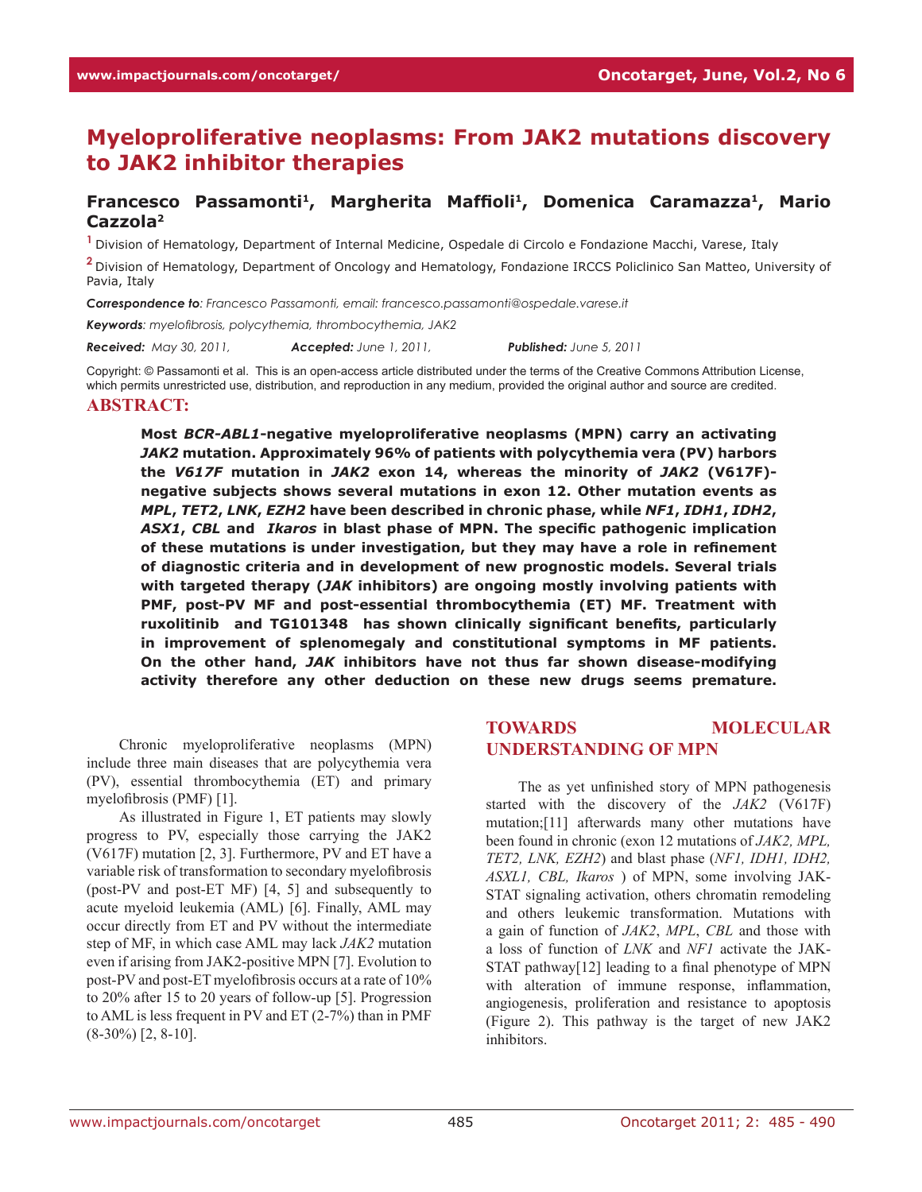# Myeloproliferative neoplasms: From JAK2 mutations discovery to JAK2 inhibitor therapies

**Francesco Passamonti[1], Margherita Maffioli[1], Domenica Caramazza[1], Mario Cazzola[2]**

[1] Division of Hematology, Department of Internal Medicine, Ospedale di Circolo e Fondazione Macchi, Varese, Italy

[2] Division of Hematology, Department of Oncology and Hematology, Fondazione IRCCS Policlinico San Matteo, University of Pavia, Italy

***Correspondence to**: Francesco Passamonti, email: francesco.passamonti@ospedale.varese.it*

***Keywords**: myelofibrosis, polycythemia, thrombocythemia, JAK2*

***Received:** May 30, 2011, **Accepted:** June 1, 2011, **Published:** June 5, 2011*

Copyright: © Passamonti et al. This is an open-access article distributed under the terms of the Creative Commons Attribution License, which permits unrestricted use, distribution, and reproduction in any medium, provided the original author and source are credited.

## ABSTRACT:

**Most *BCR-ABL1*-negative myeloproliferative neoplasms (MPN) carry an activating *JAK2* mutation. Approximately 96% of patients with polycythemia vera (PV) harbors the *V617F* mutation in *JAK2* exon 14, whereas the minority of *JAK2* (V617F)-negative subjects shows several mutations in exon 12. Other mutation events as *MPL*, *TET2*, *LNK*, *EZH2* have been described in chronic phase, while *NF1*, *IDH1*, *IDH2*, *ASX1*, *CBL* and *Ikaros* in blast phase of MPN. The specific pathogenic implication of these mutations is under investigation, but they may have a role in refinement of diagnostic criteria and in development of new prognostic models. Several trials with targeted therapy (*JAK* inhibitors) are ongoing mostly involving patients with PMF, post-PV MF and post-essential thrombocythemia (ET) MF. Treatment with ruxolitinib and TG101348 has shown clinically significant benefits, particularly in improvement of splenomegaly and constitutional symptoms in MF patients. On the other hand, *JAK* inhibitors have not thus far shown disease-modifying activity therefore any other deduction on these new drugs seems premature.**

Chronic myeloproliferative neoplasms (MPN) include three main diseases that are polycythemia vera (PV), essential thrombocythemia (ET) and primary myelofibrosis (PMF) [1].

As illustrated in Figure 1, ET patients may slowly progress to PV, especially those carrying the JAK2 (V617F) mutation [2, 3]. Furthermore, PV and ET have a variable risk of transformation to secondary myelofibrosis (post-PV and post-ET MF) [4, 5] and subsequently to acute myeloid leukemia (AML) [6]. Finally, AML may occur directly from ET and PV without the intermediate step of MF, in which case AML may lack *JAK2* mutation even if arising from JAK2-positive MPN [7]. Evolution to post-PV and post-ET myelofibrosis occurs at a rate of 10% to 20% after 15 to 20 years of follow-up [5]. Progression to AML is less frequent in PV and ET (2-7%) than in PMF (8-30%) [2, 8-10].

## TOWARDS MOLECULAR UNDERSTANDING OF MPN

The as yet unfinished story of MPN pathogenesis started with the discovery of the *JAK2* (V617F) mutation;[11] afterwards many other mutations have been found in chronic (exon 12 mutations of *JAK2, MPL, TET2, LNK, EZH2*) and blast phase (*NF1, IDH1, IDH2, ASXL1, CBL, Ikaros* ) of MPN, some involving JAK-STAT signaling activation, others chromatin remodeling and others leukemic transformation. Mutations with a gain of function of *JAK2*, *MPL*, *CBL* and those with a loss of function of *LNK* and *NF1* activate the JAK-STAT pathway[12] leading to a final phenotype of MPN with alteration of immune response, inflammation, angiogenesis, proliferation and resistance to apoptosis (Figure 2). This pathway is the target of new JAK2 inhibitors.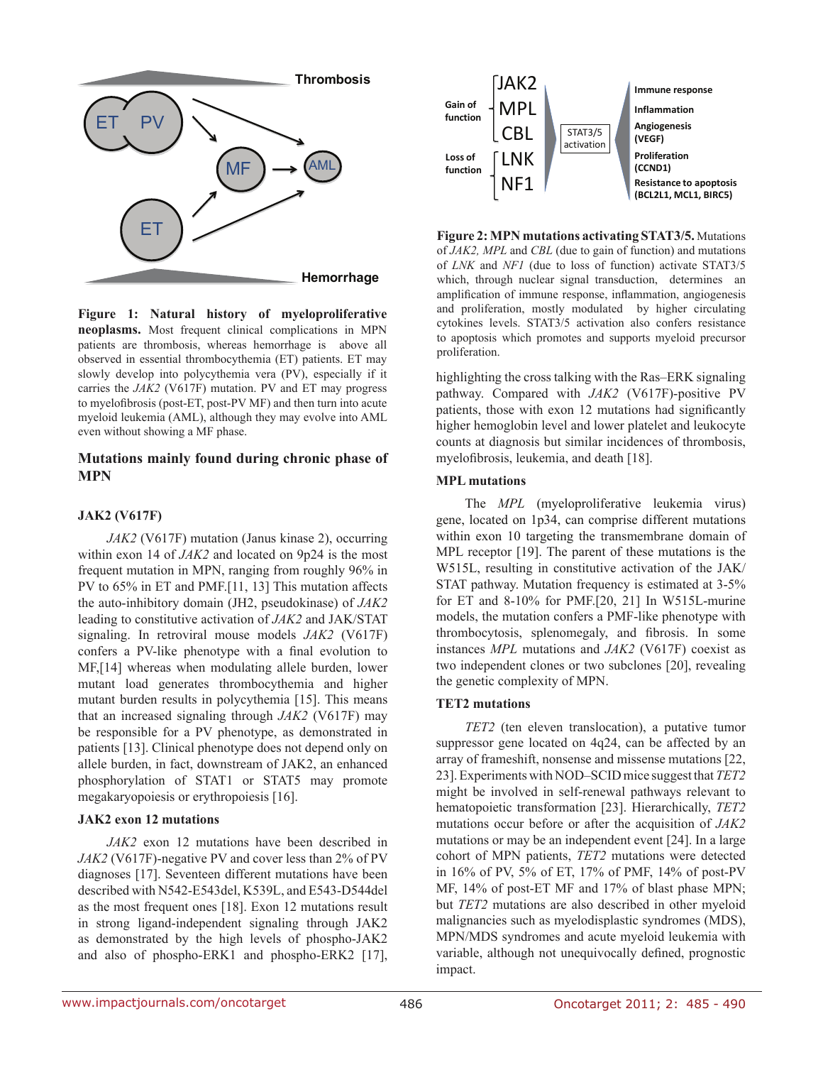**Figure 1: Natural history of myeloproliferative neoplasms.** Most frequent clinical complications in MPN patients are thrombosis, whereas hemorrhage is above all observed in essential thrombocythemia (ET) patients. ET may slowly develop into polycythemia vera (PV), especially if it carries the *JAK2* (V617F) mutation. PV and ET may progress to myelofibrosis (post-ET, post-PV MF) and then turn into acute myeloid leukemia (AML), although they may evolve into AML even without showing a MF phase.

## Mutations mainly found during chronic phase of MPN

### JAK2 (V617F)

*JAK2* (V617F) mutation (Janus kinase 2), occurring within exon 14 of *JAK2* and located on 9p24 is the most frequent mutation in MPN, ranging from roughly 96% in PV to 65% in ET and PMF.[11, 13] This mutation affects the auto-inhibitory domain (JH2, pseudokinase) of *JAK2* leading to constitutive activation of *JAK2* and JAK/STAT signaling. In retroviral mouse models *JAK2* (V617F) confers a PV-like phenotype with a final evolution to MF,[14] whereas when modulating allele burden, lower mutant load generates thrombocythemia and higher mutant burden results in polycythemia [15]. This means that an increased signaling through *JAK2* (V617F) may be responsible for a PV phenotype, as demonstrated in patients [13]. Clinical phenotype does not depend only on allele burden, in fact, downstream of JAK2, an enhanced phosphorylation of STAT1 or STAT5 may promote megakaryopoiesis or erythropoiesis [16].

### JAK2 exon 12 mutations

*JAK2* exon 12 mutations have been described in *JAK2* (V617F)-negative PV and cover less than 2% of PV diagnoses [17]. Seventeen different mutations have been described with N542-E543del, K539L, and E543-D544del as the most frequent ones [18]. Exon 12 mutations result in strong ligand-independent signaling through JAK2 as demonstrated by the high levels of phospho-JAK2 and also of phospho-ERK1 and phospho-ERK2 [17], highlighting the cross talking with the Ras–ERK signaling pathway. Compared with *JAK2* (V617F)-positive PV patients, those with exon 12 mutations had significantly higher hemoglobin level and lower platelet and leukocyte counts at diagnosis but similar incidences of thrombosis, myelofibrosis, leukemia, and death [18].

**Figure 2: MPN mutations activating STAT3/5.** Mutations of *JAK2, MPL* and *CBL* (due to gain of function) and mutations of *LNK* and *NF1* (due to loss of function) activate STAT3/5 which, through nuclear signal transduction, determines an amplification of immune response, inflammation, angiogenesis and proliferation, mostly modulated by higher circulating cytokines levels. STAT3/5 activation also confers resistance to apoptosis which promotes and supports myeloid precursor proliferation.

### MPL mutations

The *MPL* (myeloproliferative leukemia virus) gene, located on 1p34, can comprise different mutations within exon 10 targeting the transmembrane domain of MPL receptor [19]. The parent of these mutations is the W515L, resulting in constitutive activation of the JAK/STAT pathway. Mutation frequency is estimated at 3-5% for ET and 8-10% for PMF.[20, 21] In W515L-murine models, the mutation confers a PMF-like phenotype with thrombocytosis, splenomegaly, and fibrosis. In some instances *MPL* mutations and *JAK2* (V617F) coexist as two independent clones or two subclones [20], revealing the genetic complexity of MPN.

### TET2 mutations

*TET2* (ten eleven translocation), a putative tumor suppressor gene located on 4q24, can be affected by an array of frameshift, nonsense and missense mutations [22, 23]. Experiments with NOD–SCID mice suggest that *TET2* might be involved in self-renewal pathways relevant to hematopoietic transformation [23]. Hierarchically, *TET2* mutations occur before or after the acquisition of *JAK2* mutations or may be an independent event [24]. In a large cohort of MPN patients, *TET2* mutations were detected in 16% of PV, 5% of ET, 17% of PMF, 14% of post-PV MF, 14% of post-ET MF and 17% of blast phase MPN; but *TET2* mutations are also described in other myeloid malignancies such as myelodisplastic syndromes (MDS), MPN/MDS syndromes and acute myeloid leukemia with variable, although not unequivocally defined, prognostic impact.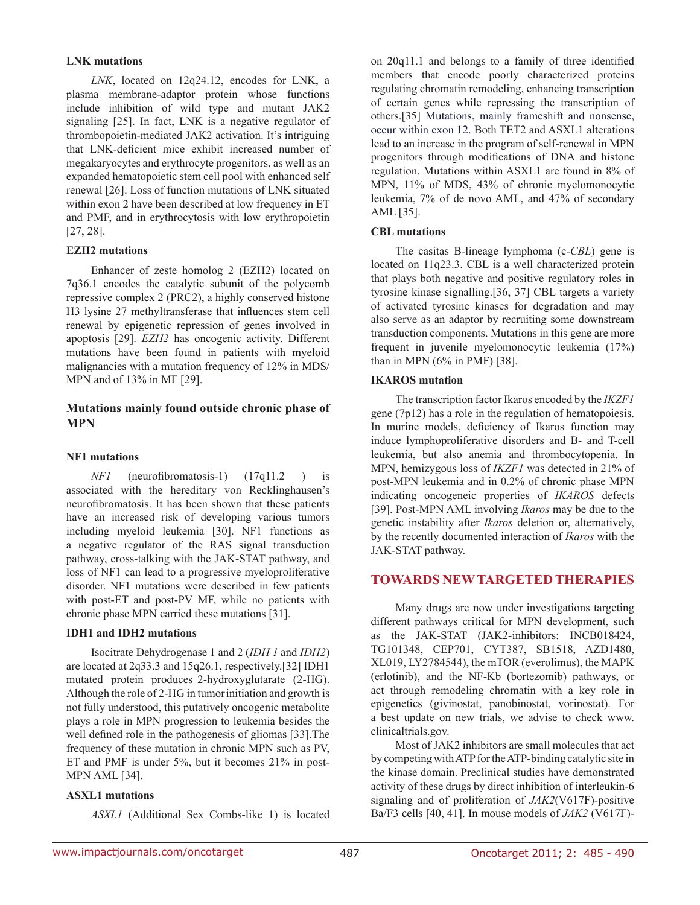#### LNK mutations

*LNK*, located on 12q24.12, encodes for LNK, a plasma membrane-adaptor protein whose functions include inhibition of wild type and mutant JAK2 signaling [25]. In fact, LNK is a negative regulator of thrombopoietin-mediated JAK2 activation. It's intriguing that LNK-deficient mice exhibit increased number of megakaryocytes and erythrocyte progenitors, as well as an expanded hematopoietic stem cell pool with enhanced self renewal [26]. Loss of function mutations of LNK situated within exon 2 have been described at low frequency in ET and PMF, and in erythrocytosis with low erythropoietin [27, 28].

#### EZH2 mutations

Enhancer of zeste homolog 2 (EZH2) located on 7q36.1 encodes the catalytic subunit of the polycomb repressive complex 2 (PRC2), a highly conserved histone H3 lysine 27 methyltransferase that influences stem cell renewal by epigenetic repression of genes involved in apoptosis [29]. *EZH2* has oncogenic activity. Different mutations have been found in patients with myeloid malignancies with a mutation frequency of 12% in MDS/MPN and of 13% in MF [29].

### Mutations mainly found outside chronic phase of MPN

#### NF1 mutations

*NF1* (neurofibromatosis-1) (17q11.2 ) is associated with the hereditary von Recklinghausen's neurofibromatosis. It has been shown that these patients have an increased risk of developing various tumors including myeloid leukemia [30]. NF1 functions as a negative regulator of the RAS signal transduction pathway, cross-talking with the JAK-STAT pathway, and loss of NF1 can lead to a progressive myeloproliferative disorder. NF1 mutations were described in few patients with post-ET and post-PV MF, while no patients with chronic phase MPN carried these mutations [31].

#### IDH1 and IDH2 mutations

Isocitrate Dehydrogenase 1 and 2 (*IDH 1* and *IDH2*) are located at 2q33.3 and 15q26.1, respectively.[32] IDH1 mutated protein produces 2-hydroxyglutarate (2-HG). Although the role of 2-HG in tumor initiation and growth is not fully understood, this putatively oncogenic metabolite plays a role in MPN progression to leukemia besides the well defined role in the pathogenesis of gliomas [33].The frequency of these mutation in chronic MPN such as PV, ET and PMF is under 5%, but it becomes 21% in post-MPN AML [34].

#### ASXL1 mutations

*ASXL1* (Additional Sex Combs-like 1) is located on 20q11.1 and belongs to a family of three identified members that encode poorly characterized proteins regulating chromatin remodeling, enhancing transcription of certain genes while repressing the transcription of others.[35] Mutations, mainly frameshift and nonsense, occur within exon 12. Both TET2 and ASXL1 alterations lead to an increase in the program of self-renewal in MPN progenitors through modifications of DNA and histone regulation. Mutations within ASXL1 are found in 8% of MPN, 11% of MDS, 43% of chronic myelomonocytic leukemia, 7% of de novo AML, and 47% of secondary AML [35].

#### CBL mutations

The casitas B-lineage lymphoma (c-*CBL*) gene is located on 11q23.3. CBL is a well characterized protein that plays both negative and positive regulatory roles in tyrosine kinase signalling.[36, 37] CBL targets a variety of activated tyrosine kinases for degradation and may also serve as an adaptor by recruiting some downstream transduction components. Mutations in this gene are more frequent in juvenile myelomonocytic leukemia (17%) than in MPN (6% in PMF) [38].

#### IKAROS mutation

The transcription factor Ikaros encoded by the *IKZF1* gene (7p12) has a role in the regulation of hematopoiesis. In murine models, deficiency of Ikaros function may induce lymphoproliferative disorders and B- and T-cell leukemia, but also anemia and thrombocytopenia. In MPN, hemizygous loss of *IKZF1* was detected in 21% of post-MPN leukemia and in 0.2% of chronic phase MPN indicating oncogeneic properties of *IKAROS* defects [39]. Post-MPN AML involving *Ikaros* may be due to the genetic instability after *Ikaros* deletion or, alternatively, by the recently documented interaction of *Ikaros* with the JAK-STAT pathway.

## TOWARDS NEW TARGETED THERAPIES

Many drugs are now under investigations targeting different pathways critical for MPN development, such as the JAK-STAT (JAK2-inhibitors: INCB018424, TG101348, CEP701, CYT387, SB1518, AZD1480, XL019, LY2784544), the mTOR (everolimus), the MAPK (erlotinib), and the NF-Kb (bortezomib) pathways, or act through remodeling chromatin with a key role in epigenetics (givinostat, panobinostat, vorinostat). For a best update on new trials, we advise to check www.clinicaltrials.gov.

Most of JAK2 inhibitors are small molecules that act by competing with ATP for the ATP-binding catalytic site in the kinase domain. Preclinical studies have demonstrated activity of these drugs by direct inhibition of interleukin-6 signaling and of proliferation of *JAK2*(V617F)-positive Ba/F3 cells [40, 41]. In mouse models of *JAK2* (V617F)-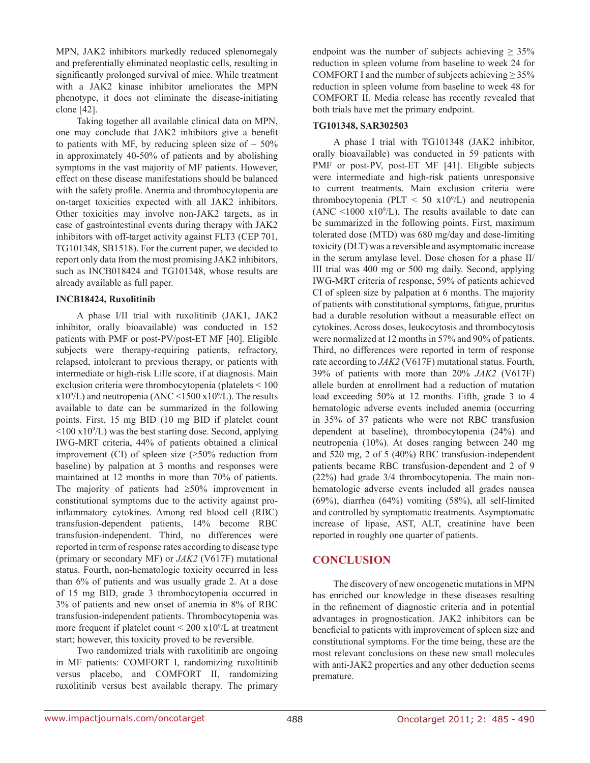MPN, JAK2 inhibitors markedly reduced splenomegaly and preferentially eliminated neoplastic cells, resulting in significantly prolonged survival of mice. While treatment with a JAK2 kinase inhibitor ameliorates the MPN phenotype, it does not eliminate the disease-initiating clone [42].

Taking together all available clinical data on MPN, one may conclude that JAK2 inhibitors give a benefit to patients with MF, by reducing spleen size of ~ 50% in approximately 40-50% of patients and by abolishing symptoms in the vast majority of MF patients. However, effect on these disease manifestations should be balanced with the safety profile. Anemia and thrombocytopenia are on-target toxicities expected with all JAK2 inhibitors. Other toxicities may involve non-JAK2 targets, as in case of gastrointestinal events during therapy with JAK2 inhibitors with off-target activity against FLT3 (CEP 701, TG101348, SB1518). For the current paper, we decided to report only data from the most promising JAK2 inhibitors, such as INCB018424 and TG101348, whose results are already available as full paper.

### INCB18424, Ruxolitinib

A phase I/II trial with ruxolitinib (JAK1, JAK2 inhibitor, orally bioavailable) was conducted in 152 patients with PMF or post-PV/post-ET MF [40]. Eligible subjects were therapy-requiring patients, refractory, relapsed, intolerant to previous therapy, or patients with intermediate or high-risk Lille score, if at diagnosis. Main exclusion criteria were thrombocytopenia (platelets < 100 $x10^9$/L) and neutropenia (ANC <1500 $x10^9$/L). The results available to date can be summarized in the following points. First, 15 mg BID (10 mg BID if platelet count <100 $x10^9$/L) was the best starting dose. Second, applying IWG-MRT criteria, 44% of patients obtained a clinical improvement (CI) of spleen size (≥50% reduction from baseline) by palpation at 3 months and responses were maintained at 12 months in more than 70% of patients. The majority of patients had ≥50% improvement in constitutional symptoms due to the activity against pro-inflammatory cytokines. Among red blood cell (RBC) transfusion-dependent patients, 14% become RBC transfusion-independent. Third, no differences were reported in term of response rates according to disease type (primary or secondary MF) or *JAK2* (V617F) mutational status. Fourth, non-hematologic toxicity occurred in less than 6% of patients and was usually grade 2. At a dose of 15 mg BID, grade 3 thrombocytopenia occurred in 3% of patients and new onset of anemia in 8% of RBC transfusion-independent patients. Thrombocytopenia was more frequent if platelet count < 200 $x10^9$/L at treatment start; however, this toxicity proved to be reversible.

Two randomized trials with ruxolitinib are ongoing in MF patients: COMFORT I, randomizing ruxolitinib versus placebo, and COMFORT II, randomizing ruxolitinib versus best available therapy. The primary endpoint was the number of subjects achieving ≥ 35% reduction in spleen volume from baseline to week 24 for COMFORT I and the number of subjects achieving ≥ 35% reduction in spleen volume from baseline to week 48 for COMFORT II. Media release has recently revealed that both trials have met the primary endpoint.

### TG101348, SAR302503

A phase I trial with TG101348 (JAK2 inhibitor, orally bioavailable) was conducted in 59 patients with PMF or post-PV, post-ET MF [41]. Eligible subjects were intermediate and high-risk patients unresponsive to current treatments. Main exclusion criteria were thrombocytopenia (PLT < 50 $x10^9$/L) and neutropenia (ANC <1000 $x10^9$/L). The results available to date can be summarized in the following points. First, maximum tolerated dose (MTD) was 680 mg/day and dose-limiting toxicity (DLT) was a reversible and asymptomatic increase in the serum amylase level. Dose chosen for a phase II/III trial was 400 mg or 500 mg daily. Second, applying IWG-MRT criteria of response, 59% of patients achieved CI of spleen size by palpation at 6 months. The majority of patients with constitutional symptoms, fatigue, pruritus had a durable resolution without a measurable effect on cytokines. Across doses, leukocytosis and thrombocytosis were normalized at 12 months in 57% and 90% of patients. Third, no differences were reported in term of response rate according to *JAK2* (V617F) mutational status. Fourth, 39% of patients with more than 20% *JAK2* (V617F) allele burden at enrollment had a reduction of mutation load exceeding 50% at 12 months. Fifth, grade 3 to 4 hematologic adverse events included anemia (occurring in 35% of 37 patients who were not RBC transfusion dependent at baseline), thrombocytopenia (24%) and neutropenia (10%). At doses ranging between 240 mg and 520 mg, 2 of 5 (40%) RBC transfusion-independent patients became RBC transfusion-dependent and 2 of 9 (22%) had grade 3/4 thrombocytopenia. The main non-hematologic adverse events included all grades nausea (69%), diarrhea (64%) vomiting (58%), all self-limited and controlled by symptomatic treatments. Asymptomatic increase of lipase, AST, ALT, creatinine have been reported in roughly one quarter of patients.

## CONCLUSION

The discovery of new oncogenetic mutations in MPN has enriched our knowledge in these diseases resulting in the refinement of diagnostic criteria and in potential advantages in prognostication. JAK2 inhibitors can be beneficial to patients with improvement of spleen size and constitutional symptoms. For the time being, these are the most relevant conclusions on these new small molecules with anti-JAK2 properties and any other deduction seems premature.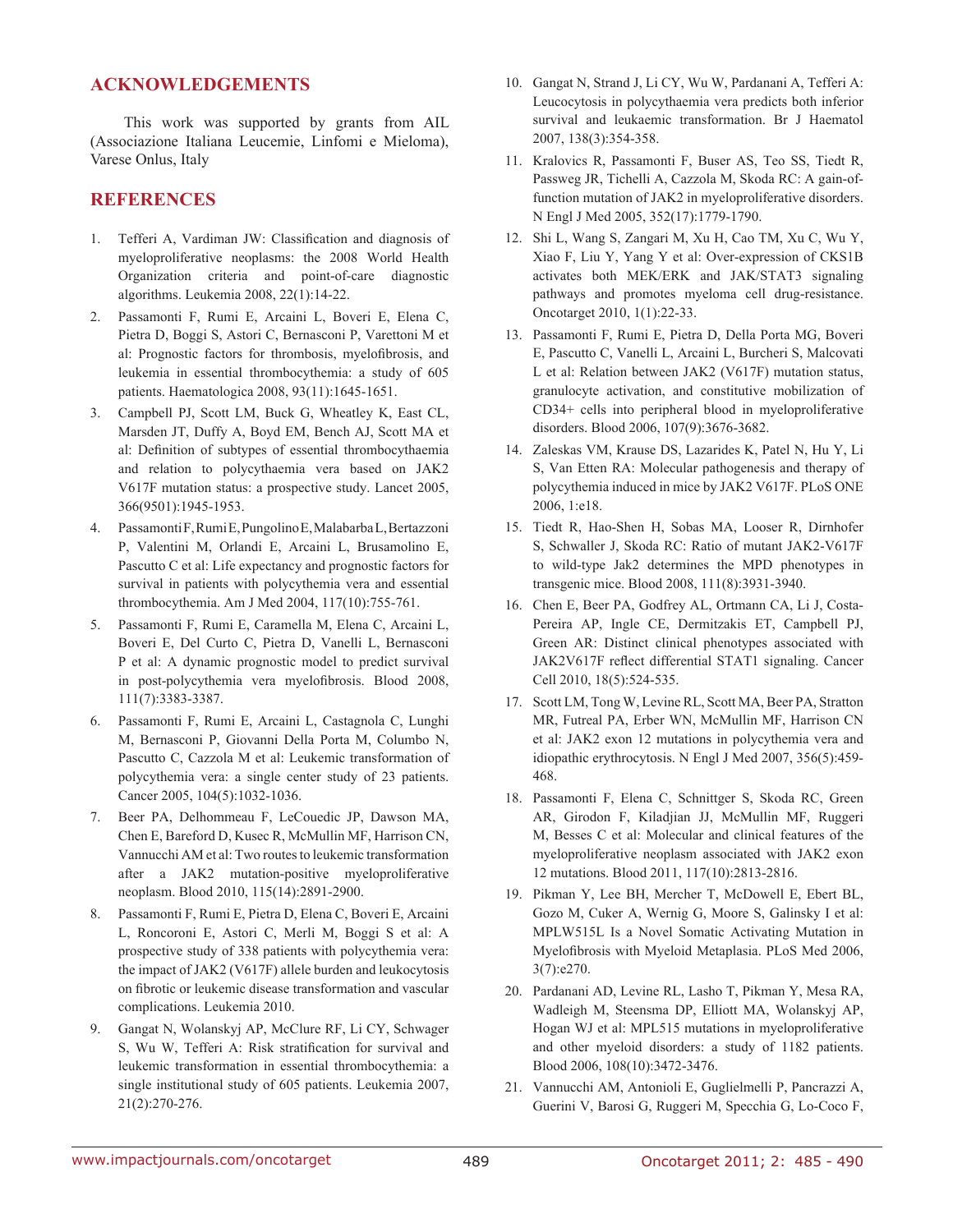## ACKNOWLEDGEMENTS

This work was supported by grants from AIL (Associazione Italiana Leucemie, Linfomi e Mieloma), Varese Onlus, Italy

## REFERENCES

1. Tefferi A, Vardiman JW: Classification and diagnosis of myeloproliferative neoplasms: the 2008 World Health Organization criteria and point-of-care diagnostic algorithms. Leukemia 2008, 22(1):14-22.
2. Passamonti F, Rumi E, Arcaini L, Boveri E, Elena C, Pietra D, Boggi S, Astori C, Bernasconi P, Varettoni M et al: Prognostic factors for thrombosis, myelofibrosis, and leukemia in essential thrombocythemia: a study of 605 patients. Haematologica 2008, 93(11):1645-1651.
3. Campbell PJ, Scott LM, Buck G, Wheatley K, East CL, Marsden JT, Duffy A, Boyd EM, Bench AJ, Scott MA et al: Definition of subtypes of essential thrombocythaemia and relation to polycythaemia vera based on JAK2 V617F mutation status: a prospective study. Lancet 2005, 366(9501):1945-1953.
4. Passamonti F, Rumi E, Pungolino E, Malabarba L, Bertazzoni P, Valentini M, Orlandi E, Arcaini L, Brusamolino E, Pascutto C et al: Life expectancy and prognostic factors for survival in patients with polycythemia vera and essential thrombocythemia. Am J Med 2004, 117(10):755-761.
5. Passamonti F, Rumi E, Caramella M, Elena C, Arcaini L, Boveri E, Del Curto C, Pietra D, Vanelli L, Bernasconi P et al: A dynamic prognostic model to predict survival in post-polycythemia vera myelofibrosis. Blood 2008, 111(7):3383-3387.
6. Passamonti F, Rumi E, Arcaini L, Castagnola C, Lunghi M, Bernasconi P, Giovanni Della Porta M, Columbo N, Pascutto C, Cazzola M et al: Leukemic transformation of polycythemia vera: a single center study of 23 patients. Cancer 2005, 104(5):1032-1036.
7. Beer PA, Delhommeau F, LeCouedic JP, Dawson MA, Chen E, Bareford D, Kusec R, McMullin MF, Harrison CN, Vannucchi AM et al: Two routes to leukemic transformation after a JAK2 mutation-positive myeloproliferative neoplasm. Blood 2010, 115(14):2891-2900.
8. Passamonti F, Rumi E, Pietra D, Elena C, Boveri E, Arcaini L, Roncoroni E, Astori C, Merli M, Boggi S et al: A prospective study of 338 patients with polycythemia vera: the impact of JAK2 (V617F) allele burden and leukocytosis on fibrotic or leukemic disease transformation and vascular complications. Leukemia 2010.
9. Gangat N, Wolanskyj AP, McClure RF, Li CY, Schwager S, Wu W, Tefferi A: Risk stratification for survival and leukemic transformation in essential thrombocythemia: a single institutional study of 605 patients. Leukemia 2007, 21(2):270-276.
10. Gangat N, Strand J, Li CY, Wu W, Pardanani A, Tefferi A: Leucocytosis in polycythaemia vera predicts both inferior survival and leukaemic transformation. Br J Haematol 2007, 138(3):354-358.
11. Kralovics R, Passamonti F, Buser AS, Teo SS, Tiedt R, Passweg JR, Tichelli A, Cazzola M, Skoda RC: A gain-of-function mutation of JAK2 in myeloproliferative disorders. N Engl J Med 2005, 352(17):1779-1790.
12. Shi L, Wang S, Zangari M, Xu H, Cao TM, Xu C, Wu Y, Xiao F, Liu Y, Yang Y et al: Over-expression of CKS1B activates both MEK/ERK and JAK/STAT3 signaling pathways and promotes myeloma cell drug-resistance. Oncotarget 2010, 1(1):22-33.
13. Passamonti F, Rumi E, Pietra D, Della Porta MG, Boveri E, Pascutto C, Vanelli L, Arcaini L, Burcheri S, Malcovati L et al: Relation between JAK2 (V617F) mutation status, granulocyte activation, and constitutive mobilization of CD34+ cells into peripheral blood in myeloproliferative disorders. Blood 2006, 107(9):3676-3682.
14. Zaleskas VM, Krause DS, Lazarides K, Patel N, Hu Y, Li S, Van Etten RA: Molecular pathogenesis and therapy of polycythemia induced in mice by JAK2 V617F. PLoS ONE 2006, 1:e18.
15. Tiedt R, Hao-Shen H, Sobas MA, Looser R, Dirnhofer S, Schwaller J, Skoda RC: Ratio of mutant JAK2-V617F to wild-type Jak2 determines the MPD phenotypes in transgenic mice. Blood 2008, 111(8):3931-3940.
16. Chen E, Beer PA, Godfrey AL, Ortmann CA, Li J, Costa-Pereira AP, Ingle CE, Dermitzakis ET, Campbell PJ, Green AR: Distinct clinical phenotypes associated with JAK2V617F reflect differential STAT1 signaling. Cancer Cell 2010, 18(5):524-535.
17. Scott LM, Tong W, Levine RL, Scott MA, Beer PA, Stratton MR, Futreal PA, Erber WN, McMullin MF, Harrison CN et al: JAK2 exon 12 mutations in polycythemia vera and idiopathic erythrocytosis. N Engl J Med 2007, 356(5):459-468.
18. Passamonti F, Elena C, Schnittger S, Skoda RC, Green AR, Girodon F, Kiladjian JJ, McMullin MF, Ruggeri M, Besses C et al: Molecular and clinical features of the myeloproliferative neoplasm associated with JAK2 exon 12 mutations. Blood 2011, 117(10):2813-2816.
19. Pikman Y, Lee BH, Mercher T, McDowell E, Ebert BL, Gozo M, Cuker A, Wernig G, Moore S, Galinsky I et al: MPLW515L Is a Novel Somatic Activating Mutation in Myelofibrosis with Myeloid Metaplasia. PLoS Med 2006, 3(7):e270.
20. Pardanani AD, Levine RL, Lasho T, Pikman Y, Mesa RA, Wadleigh M, Steensma DP, Elliott MA, Wolanskyj AP, Hogan WJ et al: MPL515 mutations in myeloproliferative and other myeloid disorders: a study of 1182 patients. Blood 2006, 108(10):3472-3476.
21. Vannucchi AM, Antonioli E, Guglielmelli P, Pancrazzi A, Guerini V, Barosi G, Ruggeri M, Specchia G, Lo-Coco F,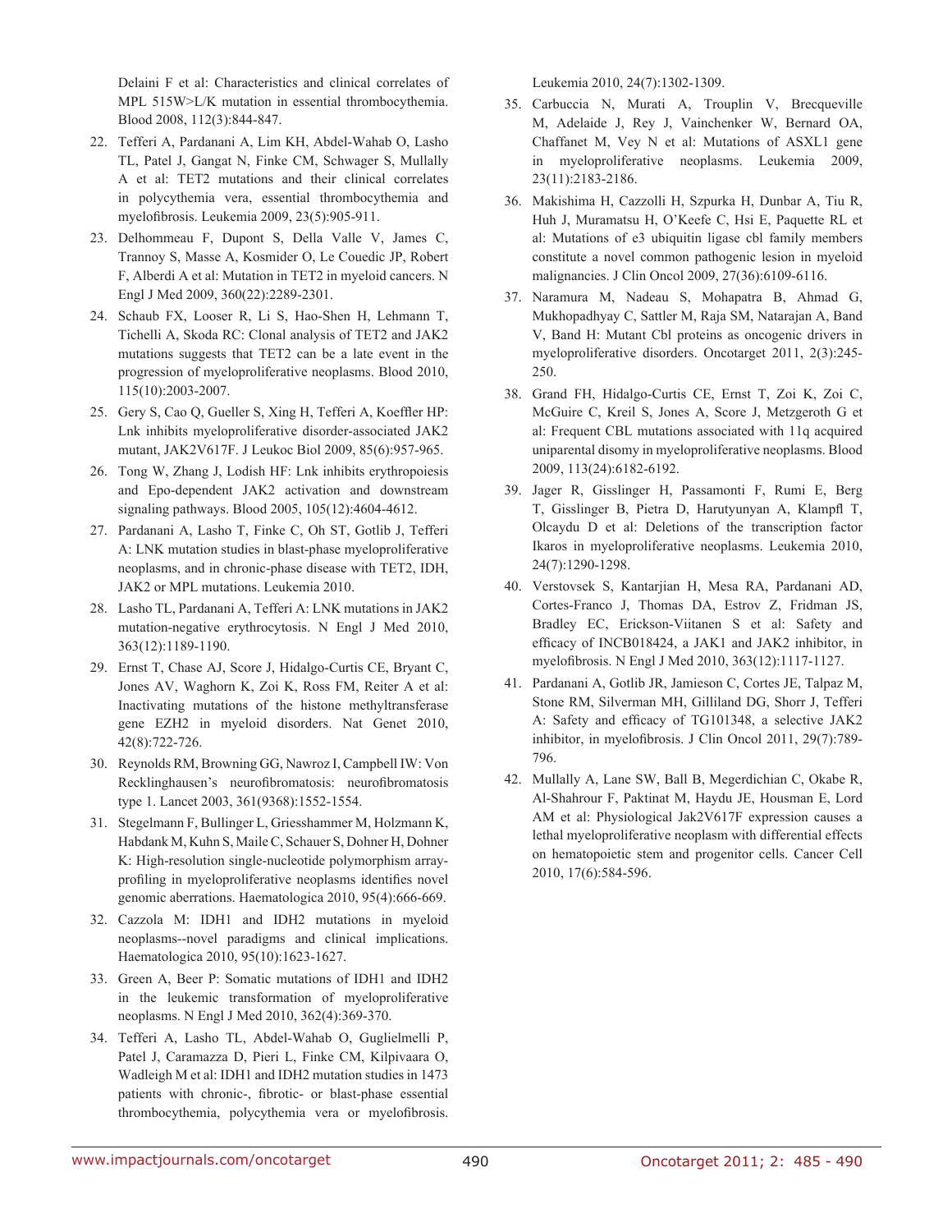Delaini F et al: Characteristics and clinical correlates of MPL 515W>L/K mutation in essential thrombocythemia. Blood 2008, 112(3):844-847.

22. Tefferi A, Pardanani A, Lim KH, Abdel-Wahab O, Lasho TL, Patel J, Gangat N, Finke CM, Schwager S, Mullally A et al: TET2 mutations and their clinical correlates in polycythemia vera, essential thrombocythemia and myelofibrosis. Leukemia 2009, 23(5):905-911.
23. Delhommeau F, Dupont S, Della Valle V, James C, Trannoy S, Masse A, Kosmider O, Le Couedic JP, Robert F, Alberdi A et al: Mutation in TET2 in myeloid cancers. N Engl J Med 2009, 360(22):2289-2301.
24. Schaub FX, Looser R, Li S, Hao-Shen H, Lehmann T, Tichelli A, Skoda RC: Clonal analysis of TET2 and JAK2 mutations suggests that TET2 can be a late event in the progression of myeloproliferative neoplasms. Blood 2010, 115(10):2003-2007.
25. Gery S, Cao Q, Gueller S, Xing H, Tefferi A, Koeffler HP: Lnk inhibits myeloproliferative disorder-associated JAK2 mutant, JAK2V617F. J Leukoc Biol 2009, 85(6):957-965.
26. Tong W, Zhang J, Lodish HF: Lnk inhibits erythropoiesis and Epo-dependent JAK2 activation and downstream signaling pathways. Blood 2005, 105(12):4604-4612.
27. Pardanani A, Lasho T, Finke C, Oh ST, Gotlib J, Tefferi A: LNK mutation studies in blast-phase myeloproliferative neoplasms, and in chronic-phase disease with TET2, IDH, JAK2 or MPL mutations. Leukemia 2010.
28. Lasho TL, Pardanani A, Tefferi A: LNK mutations in JAK2 mutation-negative erythrocytosis. N Engl J Med 2010, 363(12):1189-1190.
29. Ernst T, Chase AJ, Score J, Hidalgo-Curtis CE, Bryant C, Jones AV, Waghorn K, Zoi K, Ross FM, Reiter A et al: Inactivating mutations of the histone methyltransferase gene EZH2 in myeloid disorders. Nat Genet 2010, 42(8):722-726.
30. Reynolds RM, Browning GG, Nawroz I, Campbell IW: Von Recklinghausen's neurofibromatosis: neurofibromatosis type 1. Lancet 2003, 361(9368):1552-1554.
31. Stegelmann F, Bullinger L, Griesshammer M, Holzmann K, Habdank M, Kuhn S, Maile C, Schauer S, Dohner H, Dohner K: High-resolution single-nucleotide polymorphism array-profiling in myeloproliferative neoplasms identifies novel genomic aberrations. Haematologica 2010, 95(4):666-669.
32. Cazzola M: IDH1 and IDH2 mutations in myeloid neoplasms--novel paradigms and clinical implications. Haematologica 2010, 95(10):1623-1627.
33. Green A, Beer P: Somatic mutations of IDH1 and IDH2 in the leukemic transformation of myeloproliferative neoplasms. N Engl J Med 2010, 362(4):369-370.
34. Tefferi A, Lasho TL, Abdel-Wahab O, Guglielmelli P, Patel J, Caramazza D, Pieri L, Finke CM, Kilpivaara O, Wadleigh M et al: IDH1 and IDH2 mutation studies in 1473 patients with chronic-, fibrotic- or blast-phase essential thrombocythemia, polycythemia vera or myelofibrosis. Leukemia 2010, 24(7):1302-1309.
35. Carbuccia N, Murati A, Trouplin V, Brecqueville M, Adelaide J, Rey J, Vainchenker W, Bernard OA, Chaffanet M, Vey N et al: Mutations of ASXL1 gene in myeloproliferative neoplasms. Leukemia 2009, 23(11):2183-2186.
36. Makishima H, Cazzolli H, Szpurka H, Dunbar A, Tiu R, Huh J, Muramatsu H, O'Keefe C, Hsi E, Paquette RL et al: Mutations of e3 ubiquitin ligase cbl family members constitute a novel common pathogenic lesion in myeloid malignancies. J Clin Oncol 2009, 27(36):6109-6116.
37. Naramura M, Nadeau S, Mohapatra B, Ahmad G, Mukhopadhyay C, Sattler M, Raja SM, Natarajan A, Band V, Band H: Mutant Cbl proteins as oncogenic drivers in myeloproliferative disorders. Oncotarget 2011, 2(3):245-250.
38. Grand FH, Hidalgo-Curtis CE, Ernst T, Zoi K, Zoi C, McGuire C, Kreil S, Jones A, Score J, Metzgeroth G et al: Frequent CBL mutations associated with 11q acquired uniparental disomy in myeloproliferative neoplasms. Blood 2009, 113(24):6182-6192.
39. Jager R, Gisslinger H, Passamonti F, Rumi E, Berg T, Gisslinger B, Pietra D, Harutyunyan A, Klampfl T, Olcaydu D et al: Deletions of the transcription factor Ikaros in myeloproliferative neoplasms. Leukemia 2010, 24(7):1290-1298.
40. Verstovsek S, Kantarjian H, Mesa RA, Pardanani AD, Cortes-Franco J, Thomas DA, Estrov Z, Fridman JS, Bradley EC, Erickson-Viitanen S et al: Safety and efficacy of INCB018424, a JAK1 and JAK2 inhibitor, in myelofibrosis. N Engl J Med 2010, 363(12):1117-1127.
41. Pardanani A, Gotlib JR, Jamieson C, Cortes JE, Talpaz M, Stone RM, Silverman MH, Gilliland DG, Shorr J, Tefferi A: Safety and efficacy of TG101348, a selective JAK2 inhibitor, in myelofibrosis. J Clin Oncol 2011, 29(7):789-796.
42. Mullally A, Lane SW, Ball B, Megerdichian C, Okabe R, Al-Shahrour F, Paktinat M, Haydu JE, Housman E, Lord AM et al: Physiological Jak2V617F expression causes a lethal myeloproliferative neoplasm with differential effects on hematopoietic stem and progenitor cells. Cancer Cell 2010, 17(6):584-596.